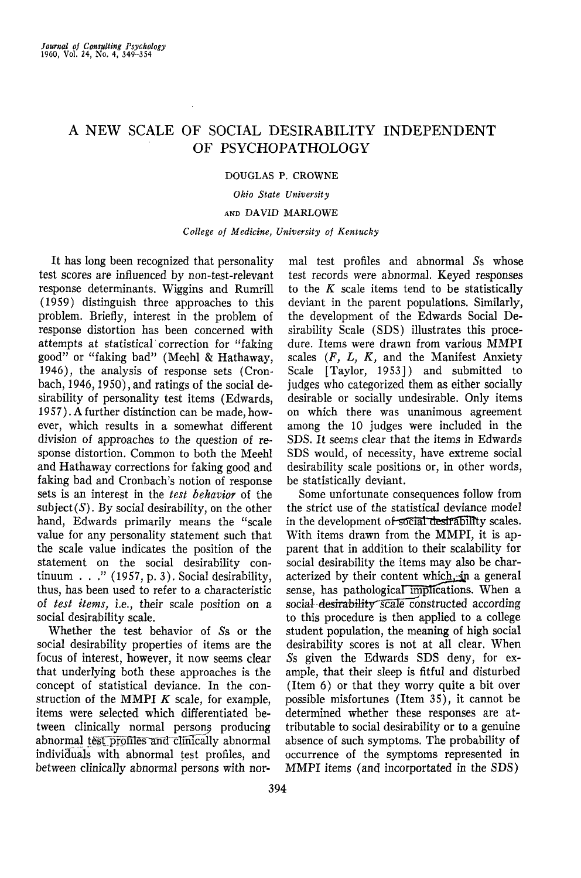# A NEW SCALE OF SOCIAL DESIRABILITY INDEPENDENT OF PSYCHOPATHOLOGY

DOUGLAS P. CROWNE

*Ohio State University*

AND DAVID MARLOWE

*College of Medicine, University of Kentucky*

It has long been recognized that personality test scores are influenced by non-test-relevant response determinants. Wiggins and Rumrill (1959) distinguish three approaches to this problem. Briefly, interest in the problem of response distortion has been concerned with attempts at statistical correction for "faking good" or "faking bad" (Meehl & Hathaway, 1946), the analysis of response sets (Cronbach, 1946, 1950), and ratings of the social desirability of personality test items (Edwards, 1957). A further distinction can be made, however, which results in a somewhat different division of approaches to the question of response distortion. Common to both the Meehl and Hathaway corrections for faking good and faking bad and Cronbach's notion of response sets is an interest in the *test behavior* of the subject(*S*). By social desirability, on the other hand, Edwards primarily means the "scale value for any personality statement such that the scale value indicates the position of the statement on the social desirability continuum . . ." (1957, p. 3). Social desirability, thus, has been used to refer to a characteristic of *test items*, i.e., their scale position on a social desirability scale.

Whether the test behavior of *S*s or the social desirability properties of items are the focus of interest, however, it now seems clear that underlying both these approaches is the concept of statistical deviance. In the construction of the MMPI *K* scale, for example, items were selected which differentiated between clinically normal persons producing abnormal test profiles and clinically abnormal individuals with abnormal test profiles, and between clinically abnormal persons with normal test profiles and abnormal *S*s whose test records were abnormal. Keyed responses to the *K* scale items tend to be statistically deviant in the parent populations. Similarly, the development of the Edwards Social Desirability Scale (SDS) illustrates this procedure. Items were drawn from various MMPI scales (*F*, *L*, *K*, and the Manifest Anxiety Scale [Taylor, 1953]) and submitted to judges who categorized them as either socially desirable or socially undesirable. Only items on which there was unanimous agreement among the 10 judges were included in the SDS. It seems clear that the items in Edwards SDS would, of necessity, have extreme social desirability scale positions or, in other words, be statistically deviant.

Some unfortunate consequences follow from the strict use of the statistical deviance model in the development of social desirability scales. With items drawn from the MMPI, it is apparent that in addition to their scalability for social desirability the items may also be characterized by their content which, in a general sense, has pathological implications. When a social desirability scale constructed according to this procedure is then applied to a college student population, the meaning of high social desirability scores is not at all clear. When *S*s given the Edwards SDS deny, for example, that their sleep is fitful and disturbed (Item 6) or that they worry quite a bit over possible misfortunes (Item 35), it cannot be determined whether these responses are attributable to social desirability or to a genuine absence of such symptoms. The probability of occurrence of the symptoms represented in MMPI items (and incorportated in the SDS)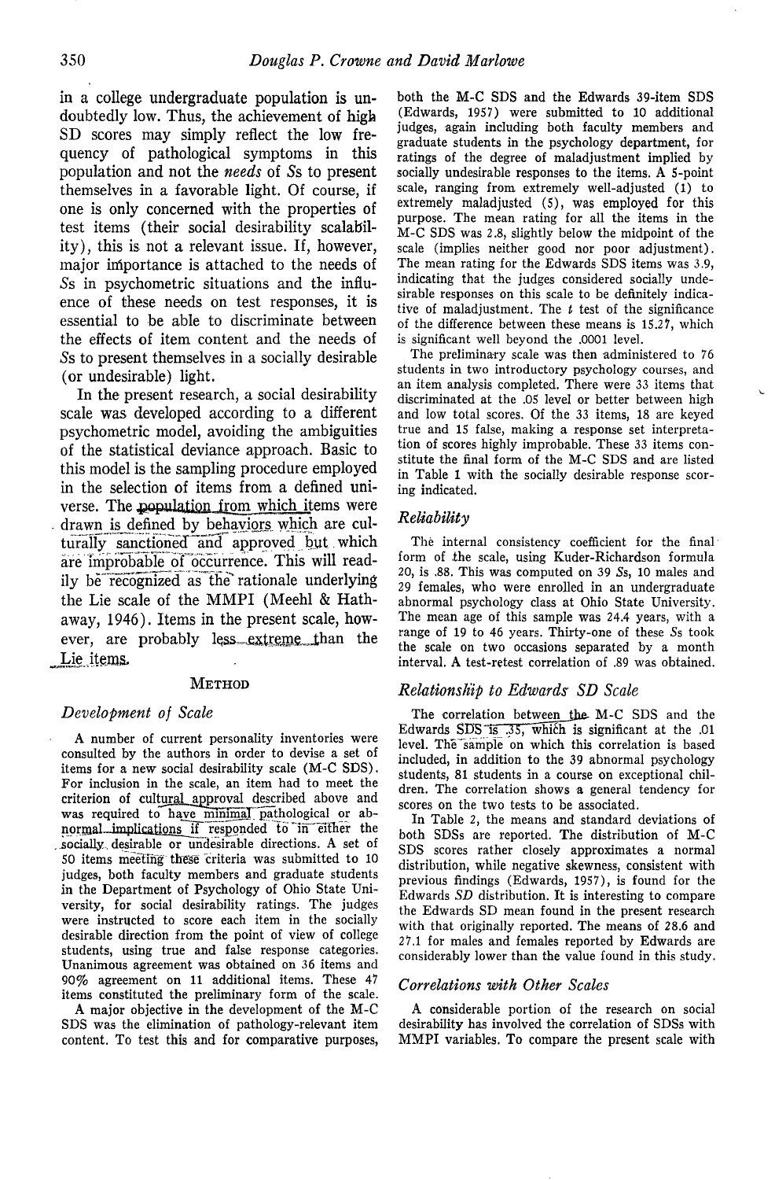in a college undergraduate population is undoubtedly low. Thus, the achievement of high SD scores may simply reflect the low frequency of pathological symptoms in this population and not the *needs* of Ss to present themselves in a favorable light. Of course, if one is only concerned with the properties of test items (their social desirability scalability), this is not a relevant issue. If, however, major importance is attached to the needs of Ss in psychometric situations and the influence of these needs on test responses, it is essential to be able to discriminate between the effects of item content and the needs of Ss to present themselves in a socially desirable (or undesirable) light.

In the present research, a social desirability scale was developed according to a different psychometric model, avoiding the ambiguities of the statistical deviance approach. Basic to this model is the sampling procedure employed in the selection of items from a defined universe. The population from which items were drawn is defined by behaviors which are culturally sanctioned and approved but which are improbable of occurrence. This will readily be recognized as the rationale underlying the Lie scale of the MMPI (Meehl & Hathaway, 1946). Items in the present scale, however, are probably less extreme than the Lie items.

## Method

### *Development of Scale*

A number of current personality inventories were consulted by the authors in order to devise a set of items for a new social desirability scale (M-C SDS). For inclusion in the scale, an item had to meet the criterion of cultural approval described above and was required to have minimal pathological or abnormal implications if responded to in either the socially desirable or undesirable directions. A set of 50 items meeting these criteria was submitted to 10 judges, both faculty members and graduate students in the Department of Psychology of Ohio State University, for social desirability ratings. The judges were instructed to score each item in the socially desirable direction from the point of view of college students, using true and false response categories. Unanimous agreement was obtained on 36 items and 90% agreement on 11 additional items. These 47 items constituted the preliminary form of the scale.

A major objective in the development of the M-C SDS was the elimination of pathology-relevant item content. To test this and for comparative purposes, both the M-C SDS and the Edwards 39-item SDS (Edwards, 1957) were submitted to 10 additional judges, again including both faculty members and graduate students in the psychology department, for ratings of the degree of maladjustment implied by socially undesirable responses to the items. A 5-point scale, ranging from extremely well-adjusted (1) to extremely maladjusted (5), was employed for this purpose. The mean rating for all the items in the M-C SDS was 2.8, slightly below the midpoint of the scale (implies neither good nor poor adjustment). The mean rating for the Edwards SDS items was 3.9, indicating that the judges considered socially undesirable responses on this scale to be definitely indicative of maladjustment. The *t* test of the significance of the difference between these means is 15.27, which is significant well beyond the .0001 level.

The preliminary scale was then administered to 76 students in two introductory psychology courses, and an item analysis completed. There were 33 items that discriminated at the .05 level or better between high and low total scores. Of the 33 items, 18 are keyed true and 15 false, making a response set interpretation of scores highly improbable. These 33 items constitute the final form of the M-C SDS and are listed in Table 1 with the socially desirable response scoring indicated.

### *Reliability*

The internal consistency coefficient for the final form of the scale, using Kuder-Richardson formula 20, is .88. This was computed on 39 Ss, 10 males and 29 females, who were enrolled in an undergraduate abnormal psychology class at Ohio State University. The mean age of this sample was 24.4 years, with a range of 19 to 46 years. Thirty-one of these Ss took the scale on two occasions separated by a month interval. A test-retest correlation of .89 was obtained.

### *Relationship to Edwards SD Scale*

The correlation between the M-C SDS and the Edwards SDS is .35, which is significant at the .01 level. The sample on which this correlation is based included, in addition to the 39 abnormal psychology students, 81 students in a course on exceptional children. The correlation shows a general tendency for scores on the two tests to be associated.

In Table 2, the means and standard deviations of both SDSs are reported. The distribution of M-C SDS scores rather closely approximates a normal distribution, while negative skewness, consistent with previous findings (Edwards, 1957), is found for the Edwards *SD* distribution. It is interesting to compare the Edwards SD mean found in the present research with that originally reported. The means of 28.6 and 27.1 for males and females reported by Edwards are considerably lower than the value found in this study.

### *Correlations with Other Scales*

A considerable portion of the research on social desirability has involved the correlation of SDSs with MMPI variables. To compare the present scale with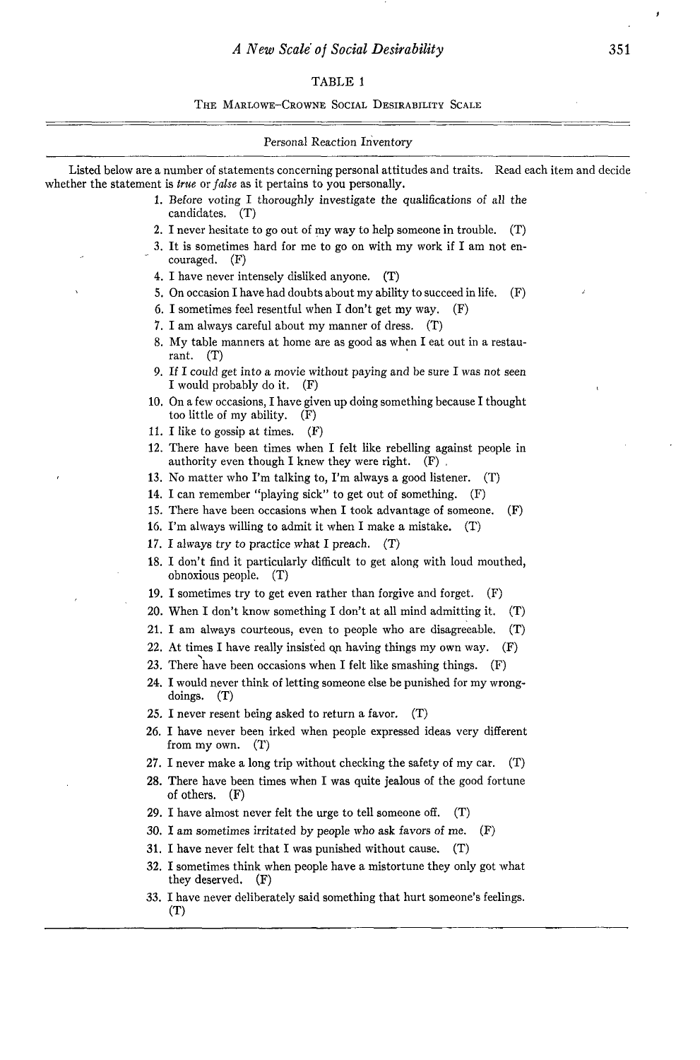TABLE 1

THE MARLOWE–CROWNE SOCIAL DESIRABILITY SCALE

Personal Reaction Inventory

Listed below are a number of statements concerning personal attitudes and traits. Read each item and decide whether the statement is *true* or *false* as it pertains to you personally.

1. Before voting I thoroughly investigate the qualifications of all the candidates. (T)
2. I never hesitate to go out of my way to help someone in trouble. (T)
3. It is sometimes hard for me to go on with my work if I am not encouraged. (F)
4. I have never intensely disliked anyone. (T)
5. On occasion I have had doubts about my ability to succeed in life. (F)
6. I sometimes feel resentful when I don't get my way. (F)
7. I am always careful about my manner of dress. (T)
8. My table manners at home are as good as when I eat out in a restaurant. (T)
9. If I could get into a movie without paying and be sure I was not seen I would probably do it. (F)
10. On a few occasions, I have given up doing something because I thought too little of my ability. (F)
11. I like to gossip at times. (F)
12. There have been times when I felt like rebelling against people in authority even though I knew they were right. (F)
13. No matter who I'm talking to, I'm always a good listener. (T)
14. I can remember "playing sick" to get out of something. (F)
15. There have been occasions when I took advantage of someone. (F)
16. I'm always willing to admit it when I make a mistake. (T)
17. I always try to practice what I preach. (T)
18. I don't find it particularly difficult to get along with loud mouthed, obnoxious people. (T)
19. I sometimes try to get even rather than forgive and forget. (F)
20. When I don't know something I don't at all mind admitting it. (T)
21. I am always courteous, even to people who are disagreeable. (T)
22. At times I have really insisted on having things my own way. (F)
23. There have been occasions when I felt like smashing things. (F)
24. I would never think of letting someone else be punished for my wrongdoings. (T)
25. I never resent being asked to return a favor. (T)
26. I have never been irked when people expressed ideas very different from my own. (T)
27. I never make a long trip without checking the safety of my car. (T)
28. There have been times when I was quite jealous of the good fortune of others. (F)
29. I have almost never felt the urge to tell someone off. (T)
30. I am sometimes irritated by people who ask favors of me. (F)
31. I have never felt that I was punished without cause. (T)
32. I sometimes think when people have a misfortune they only got what they deserved. (F)
33. I have never deliberately said something that hurt someone's feelings. (T)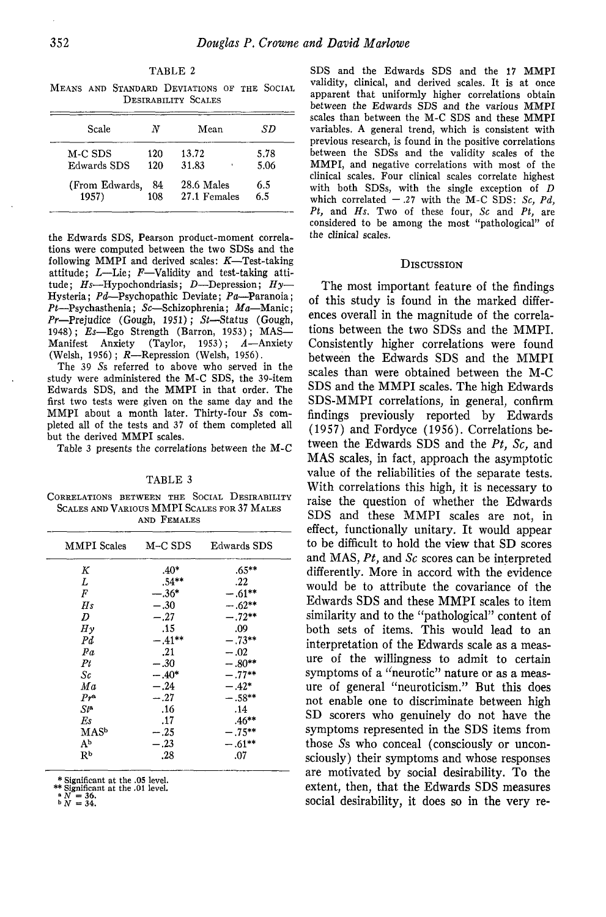TABLE 2

MEANS AND STANDARD DEVIATIONS OF THE SOCIAL DESIRABILITY SCALES

| Scale | N | Mean | SD |
|---|---|---|---|
| M-C SDS | 120 | 13.72 | 5.78 |
| Edwards SDS | 120 | 31.83 | 5.06 |
| (From Edwards, 1957) | 84 | 28.6 Males | 6.5 |
| | 108 | 27.1 Females | 6.5 |

the Edwards SDS, Pearson product-moment correlations were computed between the two SDSs and the following MMPI and derived scales: *K*—Test-taking attitude; *L*—Lie; *F*—Validity and test-taking attitude; *Hs*—Hypochondriasis; *D*—Depression; *Hy*—Hysteria; *Pd*—Psychopathic Deviate; *Pa*—Paranoia; *Pt*—Psychasthenia; *Sc*—Schizophrenia; *Ma*—Manic; *Pr*—Prejudice (Gough, 1951); *St*—Status (Gough, 1948); *Es*—Ego Strength (Barron, 1953); MAS—Manifest Anxiety (Taylor, 1953); *A*—Anxiety (Welsh, 1956); *R*—Repression (Welsh, 1956).

The 39 *S*s referred to above who served in the study were administered the M-C SDS, the 39-item Edwards SDS, and the MMPI in that order. The first two tests were given on the same day and the MMPI about a month later. Thirty-four *S*s completed all of the tests and 37 of them completed all but the derived MMPI scales.

Table 3 presents the correlations between the M-C SDS and the Edwards SDS and the 17 MMPI validity, clinical, and derived scales. It is at once apparent that uniformly higher correlations obtain between the Edwards SDS and the various MMPI scales than between the M-C SDS and these MMPI variables. A general trend, which is consistent with previous research, is found in the positive correlations between the SDSs and the validity scales of the MMPI, and negative correlations with most of the clinical scales. Four clinical scales correlate highest with both SDSs, with the single exception of *D* which correlated −.27 with the M-C SDS: *Sc*, *Pd*, *Pt*, and *Hs*. Two of these four, *Sc* and *Pt*, are considered to be among the most "pathological" of the clinical scales.

TABLE 3

CORRELATIONS BETWEEN THE SOCIAL DESIRABILITY SCALES AND VARIOUS MMPI SCALES FOR 37 MALES AND FEMALES

| MMPI Scales | M–C SDS | Edwards SDS |
|---|---|---|
| *K* | .40* | .65** |
| *L* | .54** | .22 |
| *F* | −.36* | −.61** |
| *Hs* | −.30 | −.62** |
| *D* | −.27 | −.72** |
| *Hy* | .15 | .09 |
| *Pd* | −.41** | −.73** |
| *Pa* | .21 | −.02 |
| *Pt* | −.30 | −.80** |
| *Sc* | −.40* | −.77** |
| *Ma* | −.24 | −.42* |
| *Pr*[a] | −.27 | −.58** |
| *St*[a] | .16 | .14 |
| *Es* | .17 | .46** |
| MAS[b] | −.25 | −.75** |
| A[b] | −.23 | −.61** |
| R[b] | .28 | .07 |

\* Significant at the .05 level.
\*\* Significant at the .01 level.
[a] $N = 36$.
[b] $N = 34$.

## DISCUSSION

The most important feature of the findings of this study is found in the marked differences overall in the magnitude of the correlations between the two SDSs and the MMPI. Consistently higher correlations were found between the Edwards SDS and the MMPI scales than were obtained between the M-C SDS and the MMPI scales. The high Edwards SDS-MMPI correlations, in general, confirm findings previously reported by Edwards (1957) and Fordyce (1956). Correlations between the Edwards SDS and the *Pt*, *Sc*, and MAS scales, in fact, approach the asymptotic value of the reliabilities of the separate tests. With correlations this high, it is necessary to raise the question of whether the Edwards SDS and these MMPI scales are not, in effect, functionally unitary. It would appear to be difficult to hold the view that SD scores and MAS, *Pt*, and *Sc* scores can be interpreted differently. More in accord with the evidence would be to attribute the covariance of the Edwards SDS and these MMPI scales to item similarity and to the "pathological" content of both sets of items. This would lead to an interpretation of the Edwards scale as a measure of the willingness to admit to certain symptoms of a "neurotic" nature or as a measure of general "neuroticism." But this does not enable one to discriminate between high SD scorers who genuinely do not have the symptoms represented in the SDS items from those *S*s who conceal (consciously or unconsciously) their symptoms and whose responses are motivated by social desirability. To the extent, then, that the Edwards SDS measures social desirability, it does so in the very re-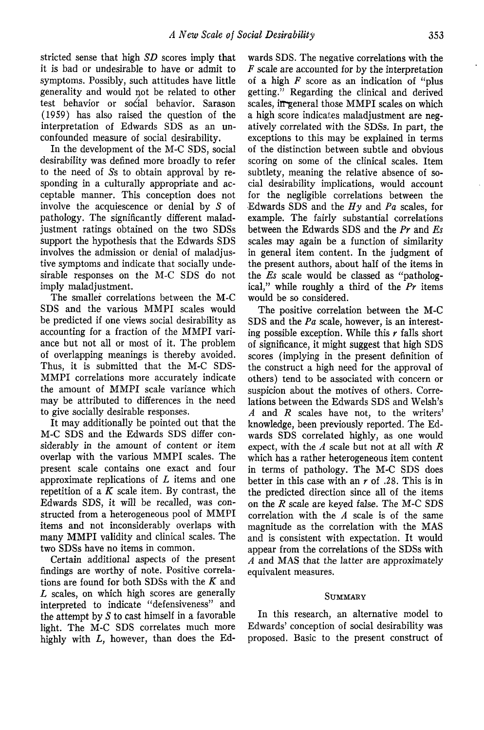stricted sense that high *SD* scores imply that it is bad or undesirable to have or admit to symptoms. Possibly, such attitudes have little generality and would not be related to other test behavior or social behavior. Sarason (1959) has also raised the question of the interpretation of Edwards SDS as an unconfounded measure of social desirability.

In the development of the M-C SDS, social desirability was defined more broadly to refer to the need of *S*s to obtain approval by responding in a culturally appropriate and acceptable manner. This conception does not involve the acquiescence or denial by *S* of pathology. The significantly different maladjustment ratings obtained on the two SDSs support the hypothesis that the Edwards SDS involves the admission or denial of maladjustive symptoms and indicate that socially undesirable responses on the M-C SDS do not imply maladjustment.

The smaller correlations between the M-C SDS and the various MMPI scales would be predicted if one views social desirability as accounting for a fraction of the MMPI variance but not all or most of it. The problem of overlapping meanings is thereby avoided. Thus, it is submitted that the M-C SDS-MMPI correlations more accurately indicate the amount of MMPI scale variance which may be attributed to differences in the need to give socially desirable responses.

It may additionally be pointed out that the M-C SDS and the Edwards SDS differ considerably in the amount of content or item overlap with the various MMPI scales. The present scale contains one exact and four approximate replications of *L* items and one repetition of a *K* scale item. By contrast, the Edwards SDS, it will be recalled, was constructed from a heterogeneous pool of MMPI items and not inconsiderably overlaps with many MMPI validity and clinical scales. The two SDSs have no items in common.

Certain additional aspects of the present findings are worthy of note. Positive correlations are found for both SDSs with the *K* and *L* scales, on which high scores are generally interpreted to indicate "defensiveness" and the attempt by *S* to cast himself in a favorable light. The M-C SDS correlates much more highly with *L*, however, than does the Edwards SDS. The negative correlations with the *F* scale are accounted for by the interpretation of a high *F* score as an indication of "plus getting." Regarding the clinical and derived scales, in general those MMPI scales on which a high score indicates maladjustment are negatively correlated with the SDSs. In part, the exceptions to this may be explained in terms of the distinction between subtle and obvious scoring on some of the clinical scales. Item subtlety, meaning the relative absence of social desirability implications, would account for the negligible correlations between the Edwards SDS and the *Hy* and *Pa* scales, for example. The fairly substantial correlations between the Edwards SDS and the *Pr* and *Es* scales may again be a function of similarity in general item content. In the judgment of the present authors, about half of the items in the *Es* scale would be classed as "pathological," while roughly a third of the *Pr* items would be so considered.

The positive correlation between the M-C SDS and the *Pa* scale, however, is an interesting possible exception. While this *r* falls short of significance, it might suggest that high SDS scores (implying in the present definition of the construct a high need for the approval of others) tend to be associated with concern or suspicion about the motives of others. Correlations between the Edwards SDS and Welsh's *A* and *R* scales have not, to the writers' knowledge, been previously reported. The Edwards SDS correlated highly, as one would expect, with the *A* scale but not at all with *R* which has a rather heterogeneous item content in terms of pathology. The M-C SDS does better in this case with an *r* of .28. This is in the predicted direction since all of the items on the *R* scale are keyed false. The M-C SDS correlation with the *A* scale is of the same magnitude as the correlation with the MAS and is consistent with expectation. It would appear from the correlations of the SDSs with *A* and MAS that the latter are approximately equivalent measures.

## Summary

In this research, an alternative model to Edwards' conception of social desirability was proposed. Basic to the present construct of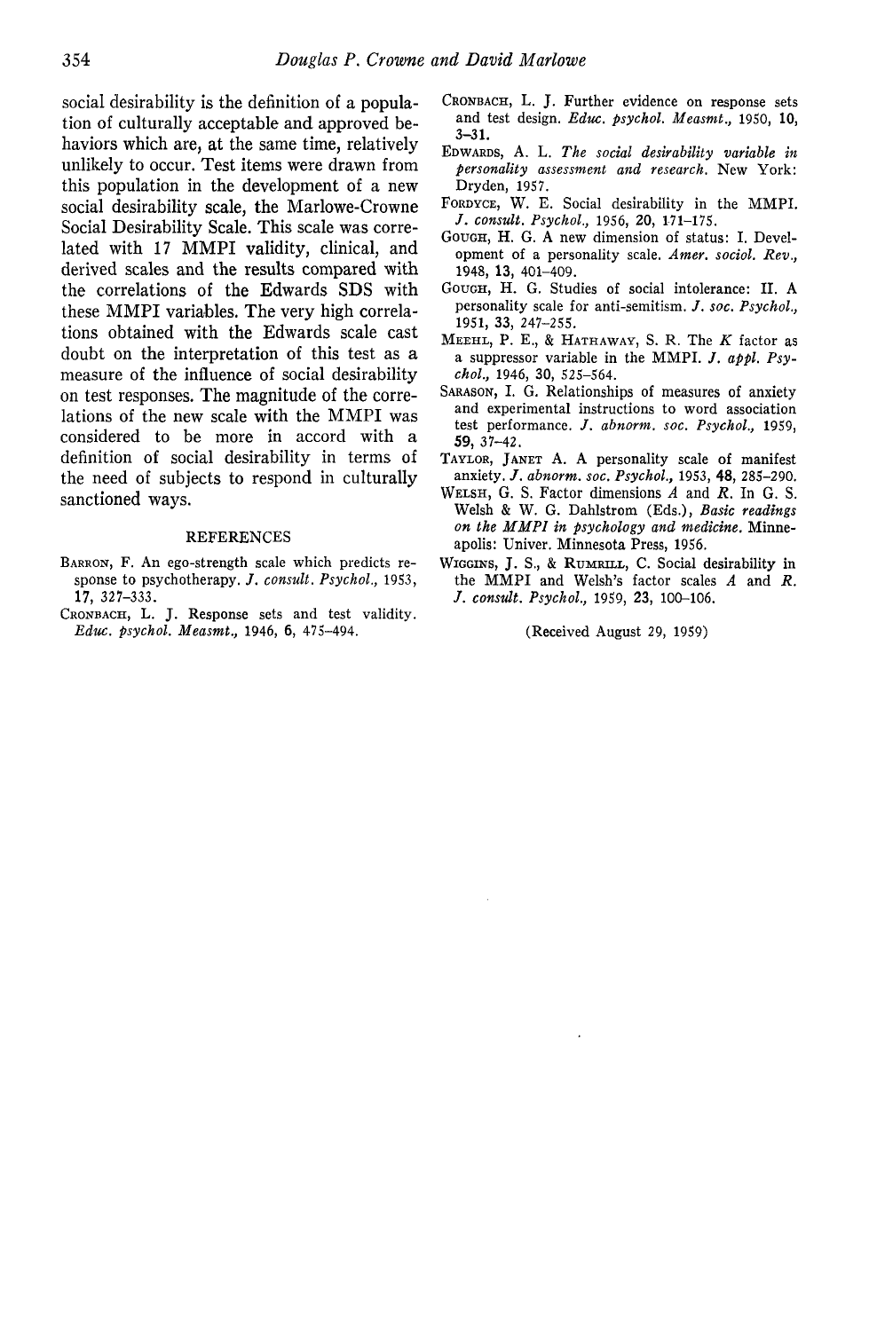social desirability is the definition of a population of culturally acceptable and approved behaviors which are, at the same time, relatively unlikely to occur. Test items were drawn from this population in the development of a new social desirability scale, the Marlowe-Crowne Social Desirability Scale. This scale was correlated with 17 MMPI validity, clinical, and derived scales and the results compared with the correlations of the Edwards SDS with these MMPI variables. The very high correlations obtained with the Edwards scale cast doubt on the interpretation of this test as a measure of the influence of social desirability on test responses. The magnitude of the correlations of the new scale with the MMPI was considered to be more in accord with a definition of social desirability in terms of the need of subjects to respond in culturally sanctioned ways.

## REFERENCES

Barron, F. An ego-strength scale which predicts response to psychotherapy. *J. consult. Psychol.,* 1953, **17,** 327–333.

Cronbach, L. J. Response sets and test validity. *Educ. psychol. Measmt.,* 1946, **6,** 475–494.

Cronbach, L. J. Further evidence on response sets and test design. *Educ. psychol. Measmt.,* 1950, **10,** 3–31.

Edwards, A. L. *The social desirability variable in personality assessment and research.* New York: Dryden, 1957.

Fordyce, W. E. Social desirability in the MMPI. *J. consult. Psychol.,* 1956, **20,** 171–175.

Gough, H. G. A new dimension of status: I. Development of a personality scale. *Amer. sociol. Rev.,* 1948, **13,** 401–409.

Gough, H. G. Studies of social intolerance: II. A personality scale for anti-semitism. *J. soc. Psychol.,* 1951, **33,** 247–255.

Meehl, P. E., & Hathaway, S. R. The *K* factor as a suppressor variable in the MMPI. *J. appl. Psychol.,* 1946, **30,** 525–564.

Sarason, I. G. Relationships of measures of anxiety and experimental instructions to word association test performance. *J. abnorm. soc. Psychol.,* 1959, **59,** 37–42.

Taylor, Janet A. A personality scale of manifest anxiety. *J. abnorm. soc. Psychol.,* 1953, **48,** 285–290.

Welsh, G. S. Factor dimensions *A* and *R*. In G. S. Welsh & W. G. Dahlstrom (Eds.), *Basic readings on the MMPI in psychology and medicine.* Minneapolis: Univer. Minnesota Press, 1956.

Wiggins, J. S., & Rumrill, C. Social desirability in the MMPI and Welsh's factor scales *A* and *R*. *J. consult. Psychol.,* 1959, **23,** 100–106.

(Received August 29, 1959)